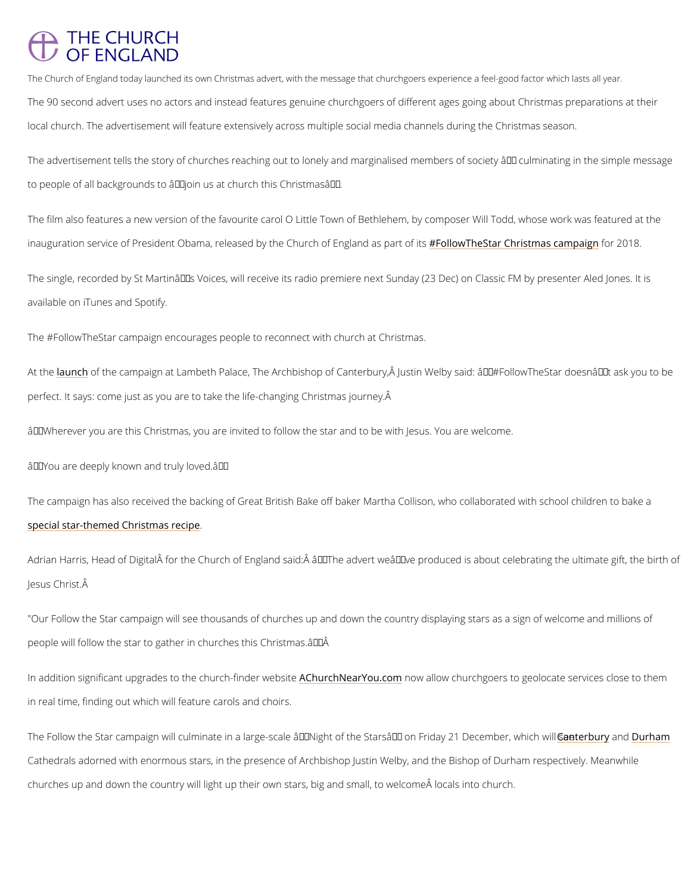# THE CHURCH OF ENGLAND

The Church of England today launched its own Christmas advert, with the message that churchgoers experience a feel-good factor which lasts all year.

The 90 second advert uses no actors and instead features genuine churchgoers of different ages going about Christmas preparations at their local church. The advertisement will feature extensively across multiple social media channels during the Christmas season.

The advertisement tells the story of churches reaching out to lonely and marginalised members of society â culminating in the simple message to people of all backgrounds to âjoin us at church this Christmasâ.

The film also features a new version of the favourite carol O Little Town of Bethlehem, by composer Will Todd, whose work was featured at the inauguration service of President Obama, released by the Church of England as part of its #FollowTheStar Christmas campaign for 2018.

The single, recorded by St Martinâs Voices, will receive its radio premiere next Sunday (23 Dec) on Classic FM by presenter Aled Jones. It is available on iTunes and Spotify.

The #FollowTheStar campaign encourages people to reconnect with church at Christmas.

At the launch of the campaign at Lambeth Palace, The Archbishop of Canterbury,Â Justin Welby said: â#FollowTheStar doesnât ask you to be perfect. It says: come just as you are to take the life-changing Christmas journey.Â

âWherever you are this Christmas, you are invited to follow the star and to be with Jesus. You are welcome.

âYou are deeply known and truly loved.â

The campaign has also received the backing of Great British Bake off baker Martha Collison, who collaborated with school children to bake a special star-themed Christmas recipe.

Adrian Harris, Head of DigitalÂ for the Church of England said:Â âThe advert weâve produced is about celebrating the ultimate gift, the birth of Jesus Christ.Â

"Our Follow the Star campaign will see thousands of churches up and down the country displaying stars as a sign of welcome and millions of people will follow the star to gather in churches this Christmas.âÂ

In addition significant upgrades to the church-finder website AChurchNearYou.com now allow churchgoers to geolocate services close to them in real time, finding out which will feature carols and choirs.

The Follow the Star campaign will culminate in a large-scale âNight of the Starsâ on Friday 21 December, which will see Canterbury and Durham Cathedrals adorned with enormous stars, in the presence of Archbishop Justin Welby, and the Bishop of Durham respectively. Meanwhile churches up and down the country will light up their own stars, big and small, to welcomeÂ locals into church.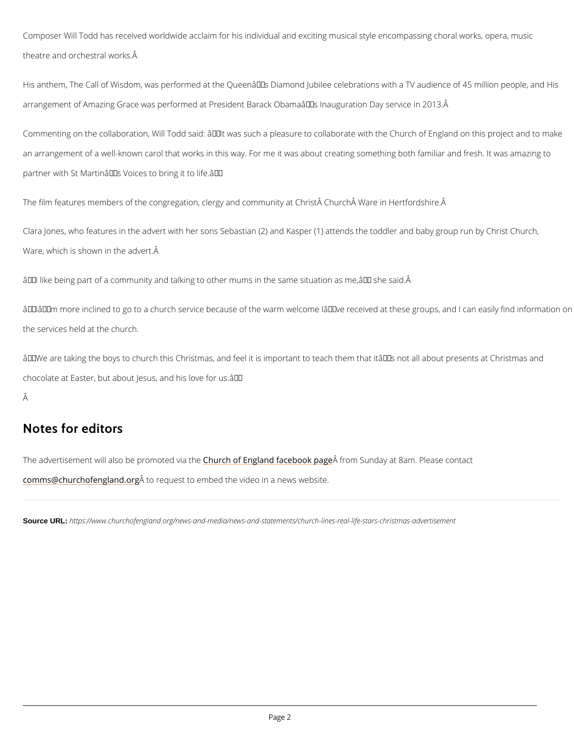Composer Will Todd has received worldwide acclaim for his individual and exciting musical style encompassing choral works, opera, music theatre and orchestral works.Â

His anthem, The Call of Wisdom, was performed at the Queenâs Diamond Jubilee celebrations with a TV audience of 45 million people, and His arrangement of Amazing Grace was performed at President Barack Obamaâs Inauguration Day service in 2013.Â

Commenting on the collaboration, Will Todd said: âIt was such a pleasure to collaborate with the Church of England on this project and to make an arrangement of a well-known carol that works in this way. For me it was about creating something both familiar and fresh. It was amazing to partner with St Martinâs Voices to bring it to life.â

The film features members of the congregation, clergy and community at ChristÂ ChurchÂ Ware in Hertfordshire.Â

Clara Jones, who features in the advert with her sons Sebastian (2) and Kasper (1) attends the toddler and baby group run by Christ Church, Ware, which is shown in the advert.Â

âI like being part of a community and talking to other mums in the same situation as me,â she said.Â

âIâm more inclined to go to a church service because of the warm welcome Iâve received at these groups, and I can easily find information on the services held at the church.

âWe are taking the boys to church this Christmas, and feel it is important to teach them that itâs not all about presents at Christmas and chocolate at Easter, but about Jesus, and his love for us.â

Â

## Notes for editors

The advertisement will also be promoted via the Church of England facebook pageÂ from Sunday at 8am. Please contact comms@churchofengland.orgÂ to request to embed the video in a news website.

**Source URL:** *https://www.churchofengland.org/news-and-media/news-and-statements/church-lines-real-life-stars-christmas-advertisement*